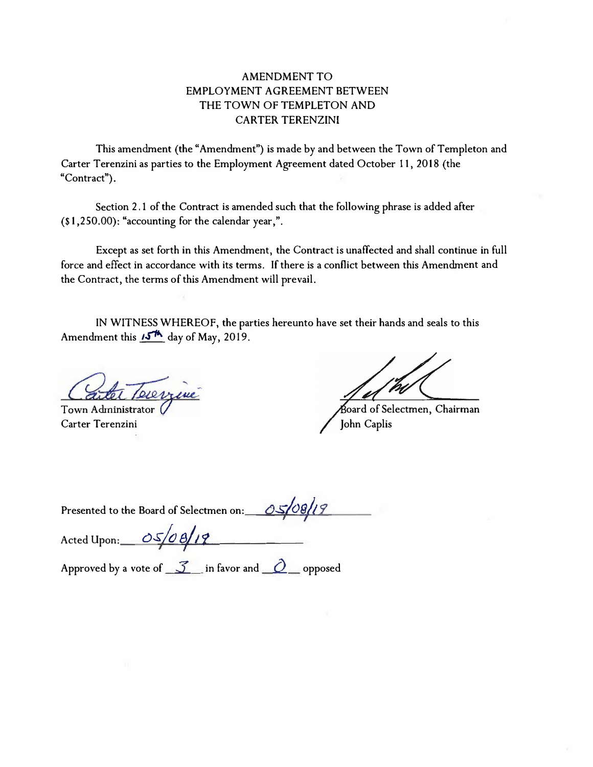# AMENDMENT TO EMPLOYMENT AGREEMENT BETWEEN THE TOWN OF TEMPLETON AND CARTER TERENZINI

This amendment (the "Amendment") is made by and between the Town of Templeton and Carter Terenzini as parties to the Employment Agreement dated October 11, 2018 (the "Contract").

Section 2.1 of the Contract is amended such that the following phrase is added after ($1,250.00): "accounting for the calendar year,".

Except as set forth in this Amendment, the Contract is unaffected and shall continue in full force and effect in accordance with its terms. If there is a conflict between this Amendment and the Contract, the terms of this Amendment will prevail.

IN WITNESS WHEREOF, the parties hereunto have set their hands and seals to this Amendment this 15th day of May, 2019.

Town Administrator
Carter Terenzini

Board of Selectmen, Chairman
John Caplis

Presented to the Board of Selectmen on: 05/08/19

Acted Upon: 05/08/19

Approved by a vote of 3 in favor and 0 opposed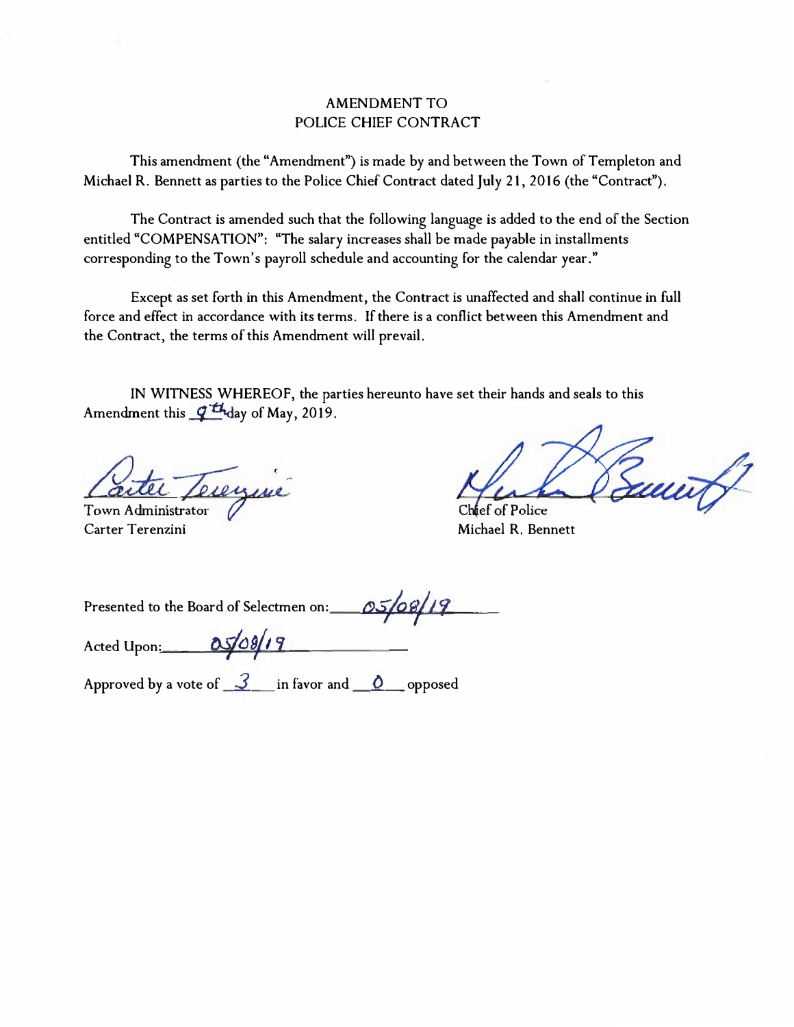# AMENDMENT TO POLICE CHIEF CONTRACT

This amendment (the "Amendment") is made by and between the Town of Templeton and Michael R. Bennett as parties to the Police Chief Contract dated July 21, 2016 (the "Contract").

The Contract is amended such that the following language is added to the end of the Section entitled "COMPENSATION": "The salary increases shall be made payable in installments corresponding to the Town's payroll schedule and accounting for the calendar year."

Except as set forth in this Amendment, the Contract is unaffected and shall continue in full force and effect in accordance with its terms. If there is a conflict between this Amendment and the Contract, the terms of this Amendment will prevail.

IN WITNESS WHEREOF, the parties hereunto have set their hands and seals to this Amendment this 9th day of May, 2019.

Carter Terenzini
Town Administrator
Carter Terenzini

Michael R. Bennett
Chief of Police
Michael R. Bennett

Presented to the Board of Selectmen on: 05/08/19

Acted Upon: 05/08/19

Approved by a vote of 3 in favor and 0 opposed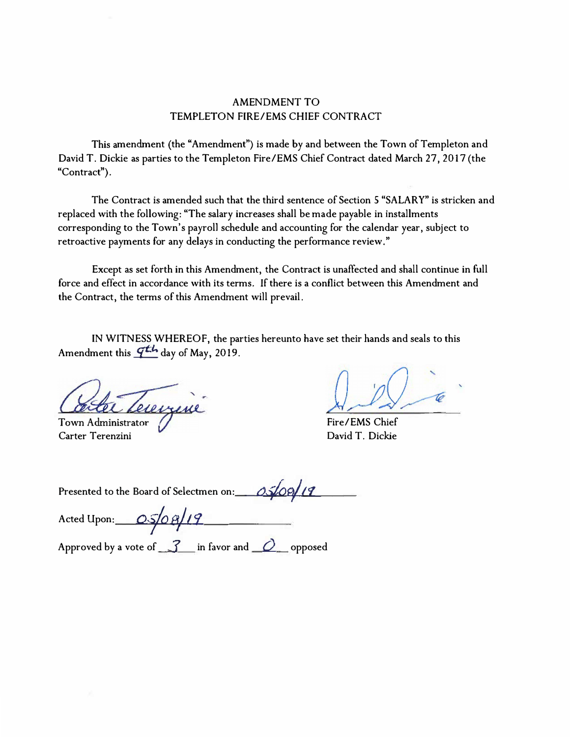# AMENDMENT TO
# TEMPLETON FIRE/EMS CHIEF CONTRACT

This amendment (the "Amendment") is made by and between the Town of Templeton and David T. Dickie as parties to the Templeton Fire/EMS Chief Contract dated March 27, 2017 (the "Contract").

The Contract is amended such that the third sentence of Section 5 "SALARY" is stricken and replaced with the following: "The salary increases shall be made payable in installments corresponding to the Town's payroll schedule and accounting for the calendar year, subject to retroactive payments for any delays in conducting the performance review."

Except as set forth in this Amendment, the Contract is unaffected and shall continue in full force and effect in accordance with its terms. If there is a conflict between this Amendment and the Contract, the terms of this Amendment will prevail.

IN WITNESS WHEREOF, the parties hereunto have set their hands and seals to this Amendment this 9th day of May, 2019.

Town Administrator
Carter Terenzini

Fire/EMS Chief
David T. Dickie

Presented to the Board of Selectmen on: 05/08/19

Acted Upon: 05/08/19

Approved by a vote of 3 in favor and 0 opposed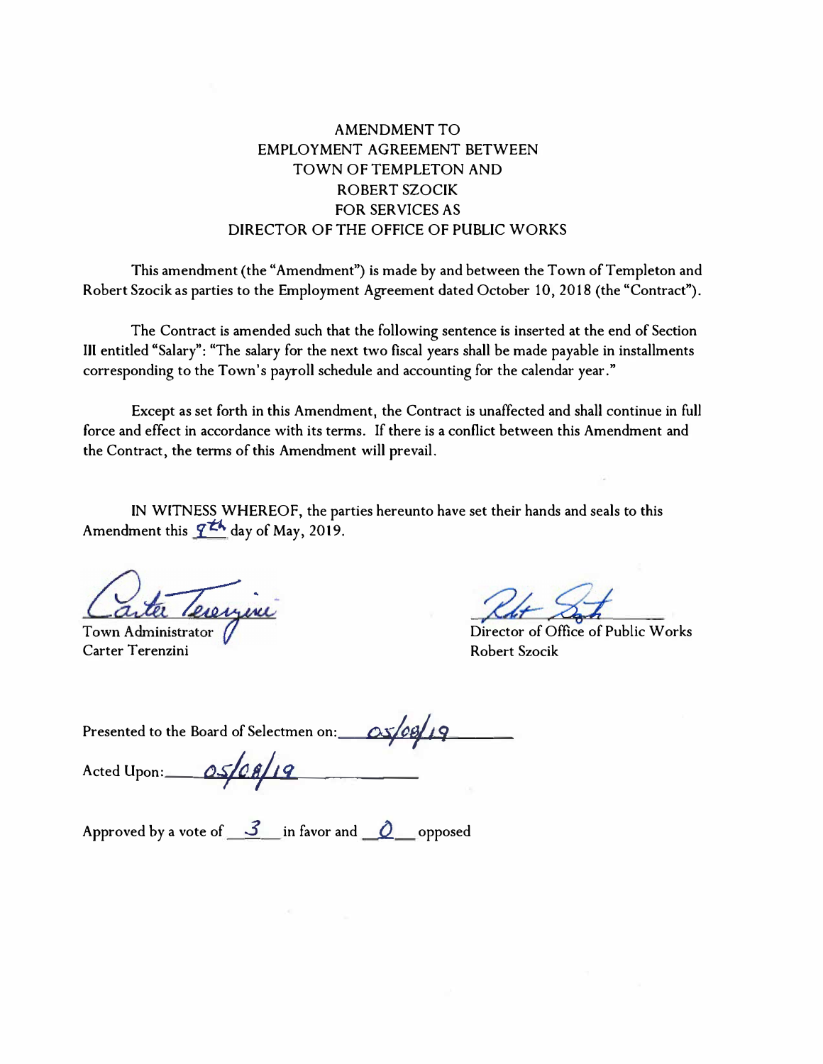# AMENDMENT TO EMPLOYMENT AGREEMENT BETWEEN TOWN OF TEMPLETON AND ROBERT SZOCIK FOR SERVICES AS DIRECTOR OF THE OFFICE OF PUBLIC WORKS

This amendment (the "Amendment") is made by and between the Town of Templeton and Robert Szocik as parties to the Employment Agreement dated October 10, 2018 (the "Contract").

The Contract is amended such that the following sentence is inserted at the end of Section III entitled "Salary": "The salary for the next two fiscal years shall be made payable in installments corresponding to the Town's payroll schedule and accounting for the calendar year."

Except as set forth in this Amendment, the Contract is unaffected and shall continue in full force and effect in accordance with its terms. If there is a conflict between this Amendment and the Contract, the terms of this Amendment will prevail.

IN WITNESS WHEREOF, the parties hereunto have set their hands and seals to this Amendment this 9th day of May, 2019.

Town Administrator
Carter Terenzini

Director of Office of Public Works
Robert Szocik

Presented to the Board of Selectmen on: 05/08/19

Acted Upon: 05/08/19

Approved by a vote of 3 in favor and 0 opposed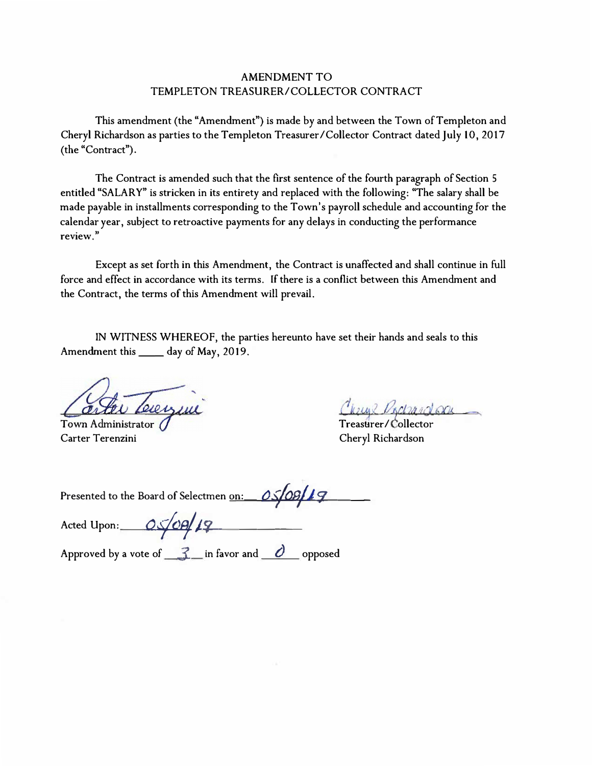# AMENDMENT TO TEMPLETON TREASURER/COLLECTOR CONTRACT

This amendment (the "Amendment") is made by and between the Town of Templeton and Cheryl Richardson as parties to the Templeton Treasurer/Collector Contract dated July 10, 2017 (the "Contract").

The Contract is amended such that the first sentence of the fourth paragraph of Section 5 entitled "SALARY" is stricken in its entirety and replaced with the following: "The salary shall be made payable in installments corresponding to the Town's payroll schedule and accounting for the calendar year, subject to retroactive payments for any delays in conducting the performance review."

Except as set forth in this Amendment, the Contract is unaffected and shall continue in full force and effect in accordance with its terms. If there is a conflict between this Amendment and the Contract, the terms of this Amendment will prevail.

IN WITNESS WHEREOF, the parties hereunto have set their hands and seals to this Amendment this \_\_\_\_ day of May, 2019.

Carter Terenzini (signature)
Town Administrator
Carter Terenzini

Cheryl Richardson (signature)
Treasurer/Collector
Cheryl Richardson

Presented to the Board of Selectmen on: 05/08/19

Acted Upon: 05/08/19

Approved by a vote of 3 in favor and 0 opposed